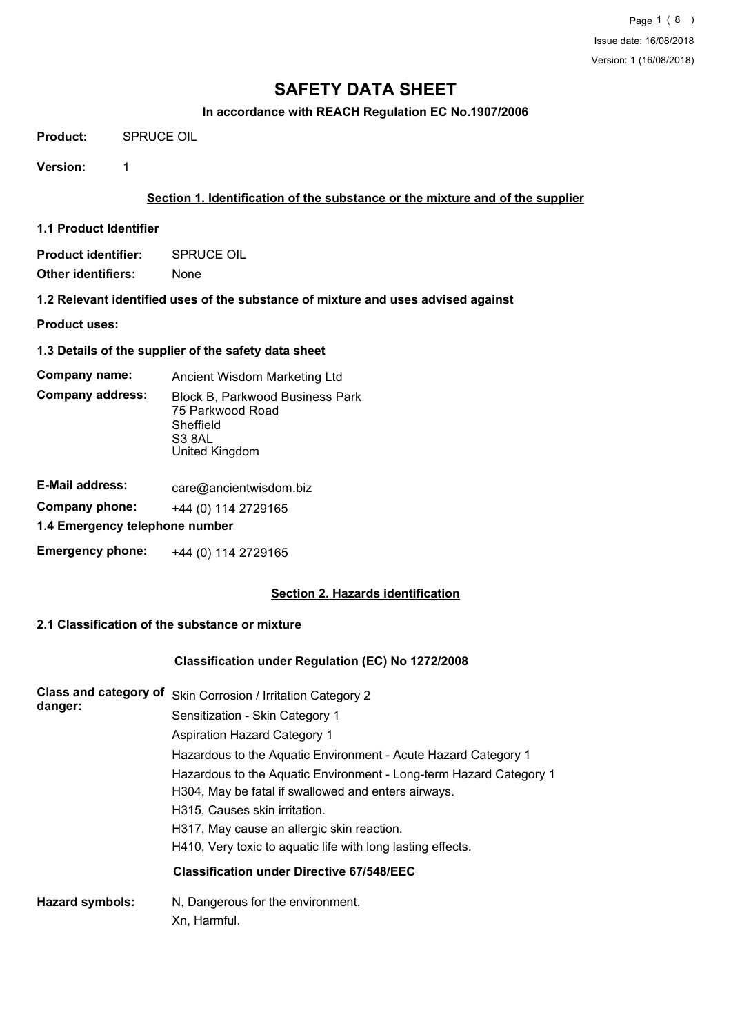Issue date: 16/08/2018

Version: 1 (16/08/2018)

# SAFETY DATA SHEET

**In accordance with REACH Regulation EC No.1907/2006**

**Product:** SPRUCE OIL

**Version:** 1

## Section 1. Identification of the substance or the mixture and of the supplier

### 1.1 Product Identifier

**Product identifier:** SPRUCE OIL

**Other identifiers:** None

### 1.2 Relevant identified uses of the substance of mixture and uses advised against

**Product uses:**

### 1.3 Details of the supplier of the safety data sheet

**Company name:** Ancient Wisdom Marketing Ltd

**Company address:** Block B, Parkwood Business Park
75 Parkwood Road
Sheffield
S3 8AL
United Kingdom

**E-Mail address:** care@ancientwisdom.biz

**Company phone:** +44 (0) 114 2729165

### 1.4 Emergency telephone number

**Emergency phone:** +44 (0) 114 2729165

## Section 2. Hazards identification

### 2.1 Classification of the substance or mixture

**Classification under Regulation (EC) No 1272/2008**

**Class and category of danger:**
Skin Corrosion / Irritation Category 2
Sensitization - Skin Category 1
Aspiration Hazard Category 1
Hazardous to the Aquatic Environment - Acute Hazard Category 1
Hazardous to the Aquatic Environment - Long-term Hazard Category 1
H304, May be fatal if swallowed and enters airways.
H315, Causes skin irritation.
H317, May cause an allergic skin reaction.
H410, Very toxic to aquatic life with long lasting effects.

**Classification under Directive 67/548/EEC**

**Hazard symbols:**
N, Dangerous for the environment.
Xn, Harmful.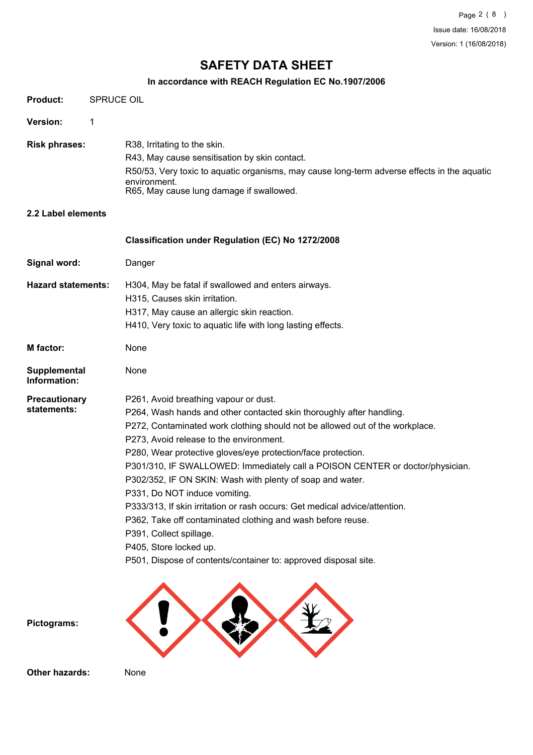# SAFETY DATA SHEET

**In accordance with REACH Regulation EC No.1907/2006**

**Product:** SPRUCE OIL

**Version:** 1

**Risk phrases:**

R38, Irritating to the skin.
R43, May cause sensitisation by skin contact.
R50/53, Very toxic to aquatic organisms, may cause long-term adverse effects in the aquatic environment.
R65, May cause lung damage if swallowed.

## 2.2 Label elements

**Classification under Regulation (EC) No 1272/2008**

**Signal word:** Danger

**Hazard statements:**

H304, May be fatal if swallowed and enters airways.
H315, Causes skin irritation.
H317, May cause an allergic skin reaction.
H410, Very toxic to aquatic life with long lasting effects.

**M factor:** None

**Supplemental Information:** None

**Precautionary statements:**

P261, Avoid breathing vapour or dust.
P264, Wash hands and other contacted skin thoroughly after handling.
P272, Contaminated work clothing should not be allowed out of the workplace.
P273, Avoid release to the environment.
P280, Wear protective gloves/eye protection/face protection.
P301/310, IF SWALLOWED: Immediately call a POISON CENTER or doctor/physician.
P302/352, IF ON SKIN: Wash with plenty of soap and water.
P331, Do NOT induce vomiting.
P333/313, If skin irritation or rash occurs: Get medical advice/attention.
P362, Take off contaminated clothing and wash before reuse.
P391, Collect spillage.
P405, Store locked up.
P501, Dispose of contents/container to: approved disposal site.

**Pictograms:**

**Other hazards:** None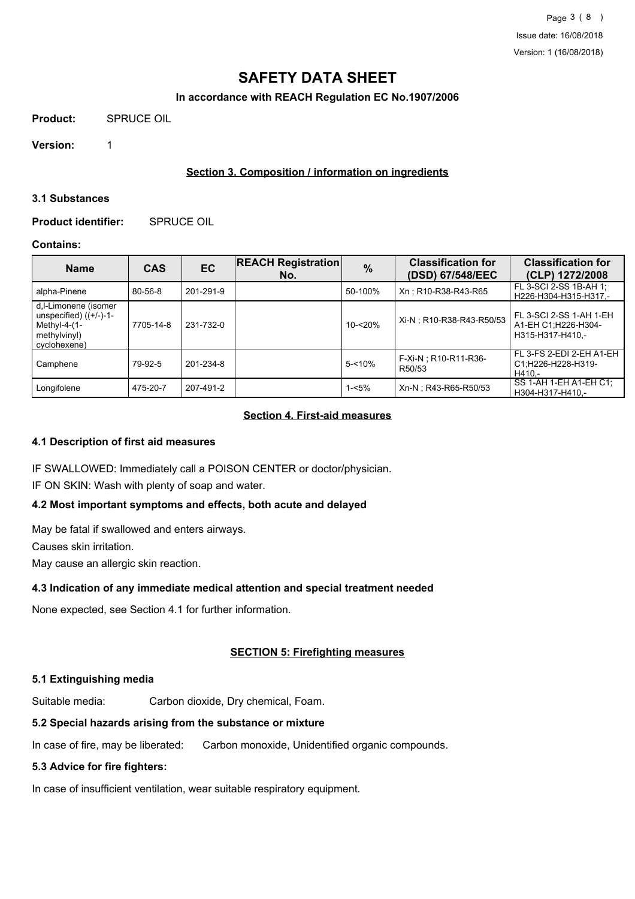# SAFETY DATA SHEET

**In accordance with REACH Regulation EC No.1907/2006**

**Product:** SPRUCE OIL

**Version:** 1

## Section 3. Composition / information on ingredients

### 3.1 Substances

**Product identifier:** SPRUCE OIL

**Contains:**

| Name | CAS | EC | REACH Registration No. | % | Classification for (DSD) 67/548/EEC | Classification for (CLP) 1272/2008 |
|---|---|---|---|---|---|---|
| alpha-Pinene | 80-56-8 | 201-291-9 | | 50-100% | Xn ; R10-R38-R43-R65 | FL 3-SCI 2-SS 1B-AH 1; H226-H304-H315-H317,- |
| d,l-Limonene (isomer unspecified) ((+/-)-1-Methyl-4-(1-methylvinyl) cyclohexene) | 7705-14-8 | 231-732-0 | | 10-<20% | Xi-N ; R10-R38-R43-R50/53 | FL 3-SCI 2-SS 1-AH 1-EH A1-EH C1;H226-H304-H315-H317-H410,- |
| Camphene | 79-92-5 | 201-234-8 | | 5-<10% | F-Xi-N ; R10-R11-R36-R50/53 | FL 3-FS 2-EDI 2-EH A1-EH C1;H226-H228-H319-H410,- |
| Longifolene | 475-20-7 | 207-491-2 | | 1-<5% | Xn-N ; R43-R65-R50/53 | SS 1-AH 1-EH A1-EH C1; H304-H317-H410,- |

## Section 4. First-aid measures

### 4.1 Description of first aid measures

IF SWALLOWED: Immediately call a POISON CENTER or doctor/physician.

IF ON SKIN: Wash with plenty of soap and water.

### 4.2 Most important symptoms and effects, both acute and delayed

May be fatal if swallowed and enters airways.

Causes skin irritation.

May cause an allergic skin reaction.

### 4.3 Indication of any immediate medical attention and special treatment needed

None expected, see Section 4.1 for further information.

## SECTION 5: Firefighting measures

### 5.1 Extinguishing media

Suitable media: Carbon dioxide, Dry chemical, Foam.

### 5.2 Special hazards arising from the substance or mixture

In case of fire, may be liberated: Carbon monoxide, Unidentified organic compounds.

### 5.3 Advice for fire fighters:

In case of insufficient ventilation, wear suitable respiratory equipment.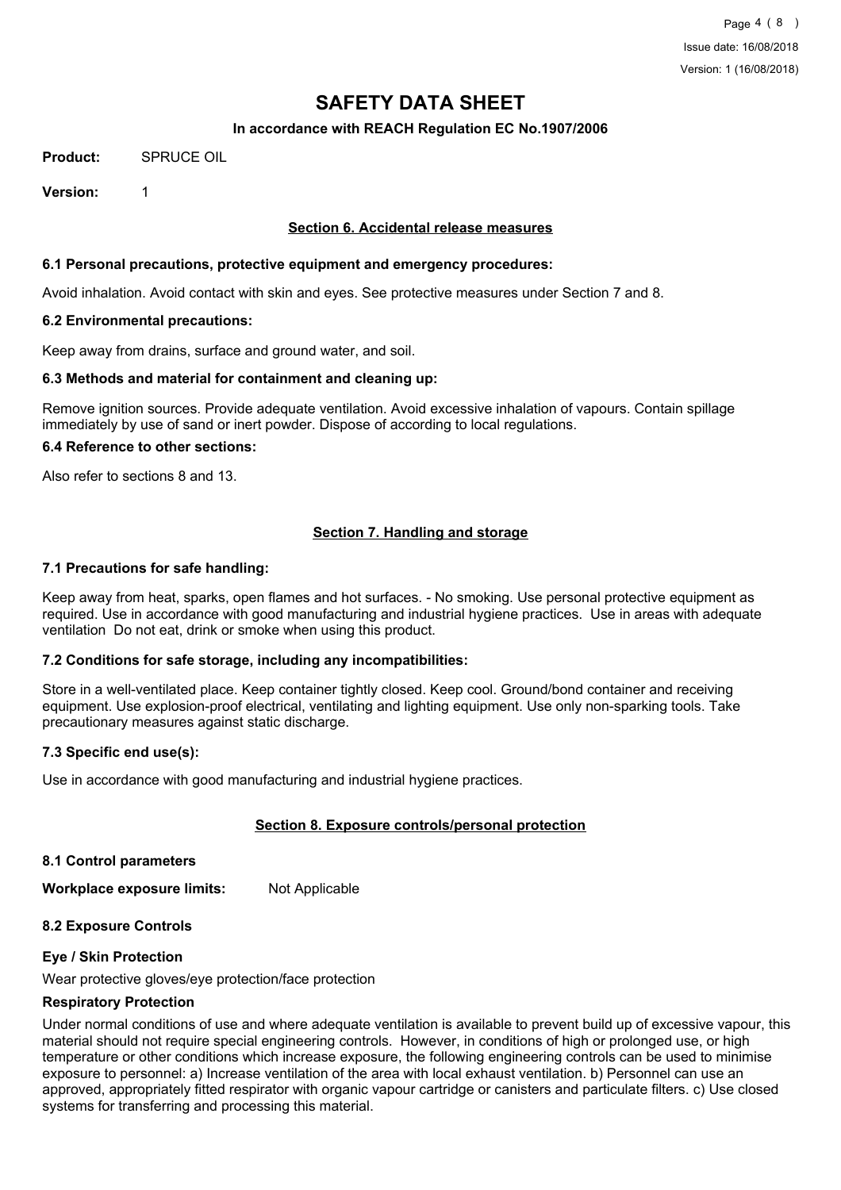# SAFETY DATA SHEET

**In accordance with REACH Regulation EC No.1907/2006**

**Product:** SPRUCE OIL

**Version:** 1

## Section 6. Accidental release measures

### 6.1 Personal precautions, protective equipment and emergency procedures:

Avoid inhalation. Avoid contact with skin and eyes. See protective measures under Section 7 and 8.

### 6.2 Environmental precautions:

Keep away from drains, surface and ground water, and soil.

### 6.3 Methods and material for containment and cleaning up:

Remove ignition sources. Provide adequate ventilation. Avoid excessive inhalation of vapours. Contain spillage immediately by use of sand or inert powder. Dispose of according to local regulations.

### 6.4 Reference to other sections:

Also refer to sections 8 and 13.

## Section 7. Handling and storage

### 7.1 Precautions for safe handling:

Keep away from heat, sparks, open flames and hot surfaces. - No smoking. Use personal protective equipment as required. Use in accordance with good manufacturing and industrial hygiene practices. Use in areas with adequate ventilation Do not eat, drink or smoke when using this product.

### 7.2 Conditions for safe storage, including any incompatibilities:

Store in a well-ventilated place. Keep container tightly closed. Keep cool. Ground/bond container and receiving equipment. Use explosion-proof electrical, ventilating and lighting equipment. Use only non-sparking tools. Take precautionary measures against static discharge.

### 7.3 Specific end use(s):

Use in accordance with good manufacturing and industrial hygiene practices.

## Section 8. Exposure controls/personal protection

### 8.1 Control parameters

**Workplace exposure limits:** Not Applicable

### 8.2 Exposure Controls

**Eye / Skin Protection**

Wear protective gloves/eye protection/face protection

**Respiratory Protection**

Under normal conditions of use and where adequate ventilation is available to prevent build up of excessive vapour, this material should not require special engineering controls. However, in conditions of high or prolonged use, or high temperature or other conditions which increase exposure, the following engineering controls can be used to minimise exposure to personnel: a) Increase ventilation of the area with local exhaust ventilation. b) Personnel can use an approved, appropriately fitted respirator with organic vapour cartridge or canisters and particulate filters. c) Use closed systems for transferring and processing this material.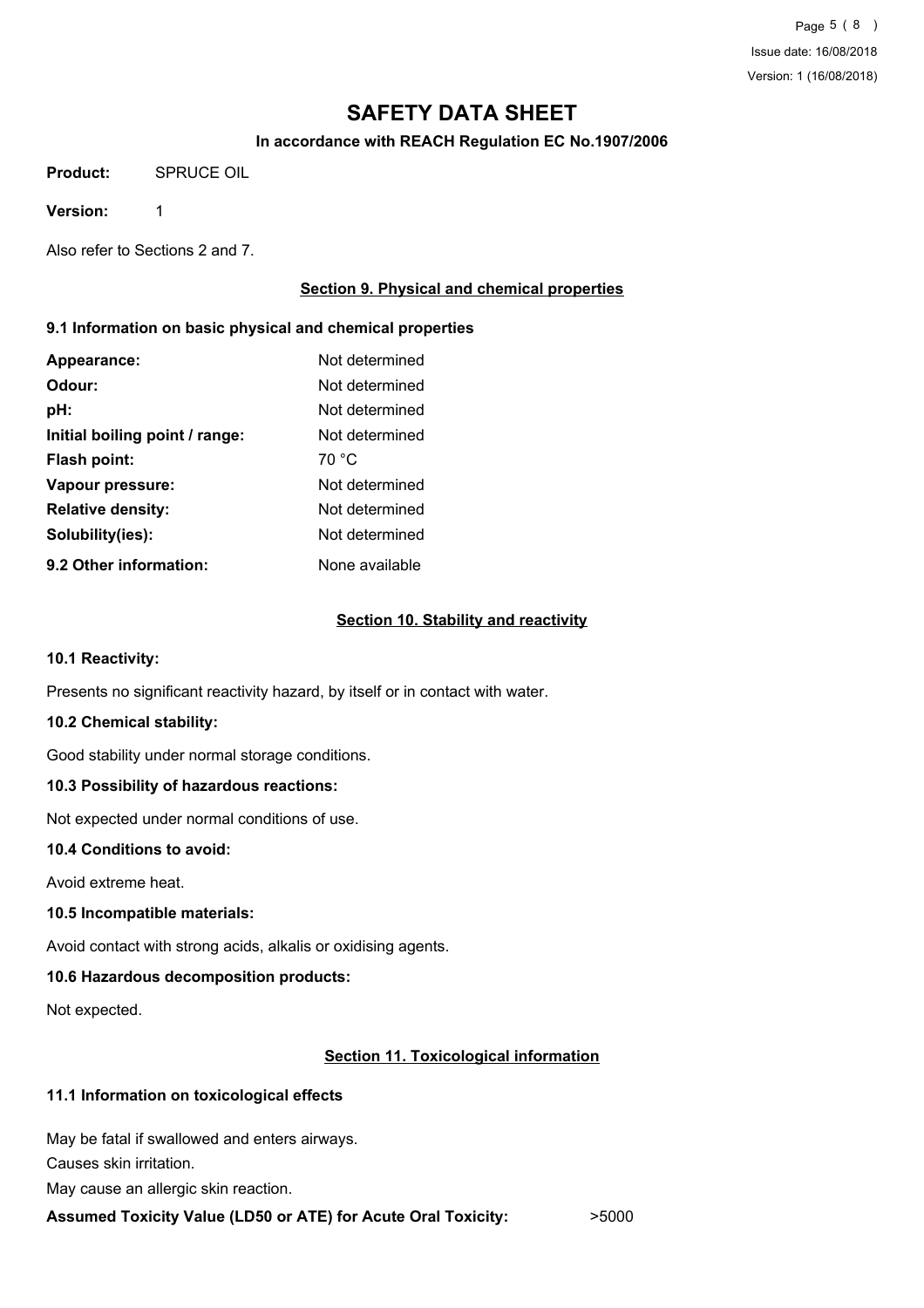# SAFETY DATA SHEET

**In accordance with REACH Regulation EC No.1907/2006**

**Product:** SPRUCE OIL

**Version:** 1

Also refer to Sections 2 and 7.

## Section 9. Physical and chemical properties

### 9.1 Information on basic physical and chemical properties

| | |
|---|---|
| **Appearance:** | Not determined |
| **Odour:** | Not determined |
| **pH:** | Not determined |
| **Initial boiling point / range:** | Not determined |
| **Flash point:** | 70 °C |
| **Vapour pressure:** | Not determined |
| **Relative density:** | Not determined |
| **Solubility(ies):** | Not determined |
| **9.2 Other information:** | None available |

## Section 10. Stability and reactivity

### 10.1 Reactivity:

Presents no significant reactivity hazard, by itself or in contact with water.

### 10.2 Chemical stability:

Good stability under normal storage conditions.

### 10.3 Possibility of hazardous reactions:

Not expected under normal conditions of use.

### 10.4 Conditions to avoid:

Avoid extreme heat.

### 10.5 Incompatible materials:

Avoid contact with strong acids, alkalis or oxidising agents.

### 10.6 Hazardous decomposition products:

Not expected.

## Section 11. Toxicological information

### 11.1 Information on toxicological effects

May be fatal if swallowed and enters airways.

Causes skin irritation.

May cause an allergic skin reaction.

**Assumed Toxicity Value (LD50 or ATE) for Acute Oral Toxicity:** >5000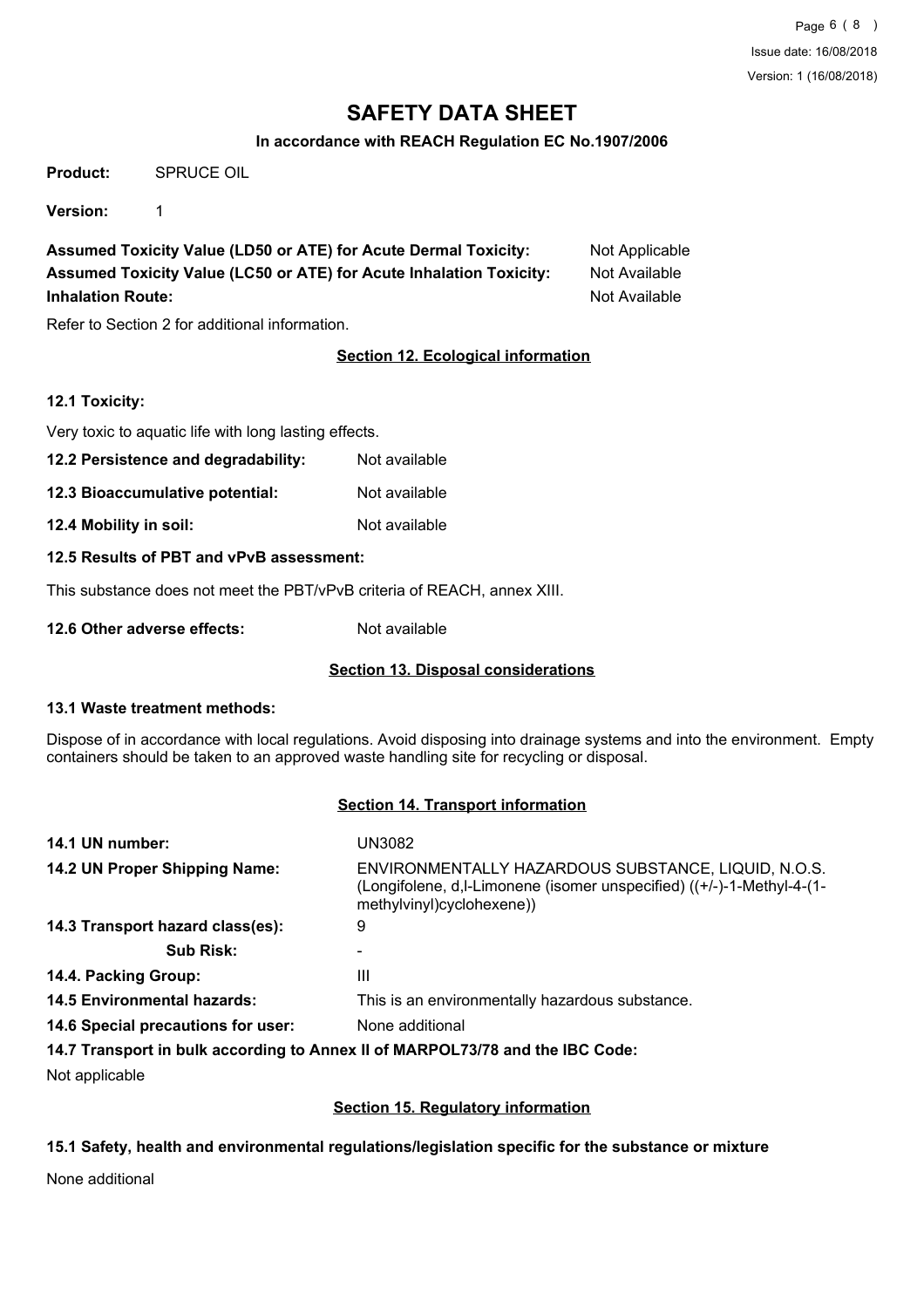# SAFETY DATA SHEET

**In accordance with REACH Regulation EC No.1907/2006**

**Product:** SPRUCE OIL

**Version:** 1

| | |
|---|---|
| **Assumed Toxicity Value (LD50 or ATE) for Acute Dermal Toxicity:** | Not Applicable |
| **Assumed Toxicity Value (LC50 or ATE) for Acute Inhalation Toxicity:** | Not Available |
| **Inhalation Route:** | Not Available |

Refer to Section 2 for additional information.

## Section 12. Ecological information

**12.1 Toxicity:**

Very toxic to aquatic life with long lasting effects.

**12.2 Persistence and degradability:** Not available

**12.3 Bioaccumulative potential:** Not available

**12.4 Mobility in soil:** Not available

**12.5 Results of PBT and vPvB assessment:**

This substance does not meet the PBT/vPvB criteria of REACH, annex XIII.

**12.6 Other adverse effects:** Not available

## Section 13. Disposal considerations

**13.1 Waste treatment methods:**

Dispose of in accordance with local regulations. Avoid disposing into drainage systems and into the environment. Empty containers should be taken to an approved waste handling site for recycling or disposal.

## Section 14. Transport information

| | |
|---|---|
| **14.1 UN number:** | UN3082 |
| **14.2 UN Proper Shipping Name:** | ENVIRONMENTALLY HAZARDOUS SUBSTANCE, LIQUID, N.O.S. (Longifolene, d,l-Limonene (isomer unspecified) ((+/-)-1-Methyl-4-(1-methylvinyl)cyclohexene)) |
| **14.3 Transport hazard class(es):** | 9 |
| **Sub Risk:** | - |
| **14.4. Packing Group:** | III |
| **14.5 Environmental hazards:** | This is an environmentally hazardous substance. |
| **14.6 Special precautions for user:** | None additional |

**14.7 Transport in bulk according to Annex II of MARPOL73/78 and the IBC Code:**

Not applicable

## Section 15. Regulatory information

**15.1 Safety, health and environmental regulations/legislation specific for the substance or mixture**

None additional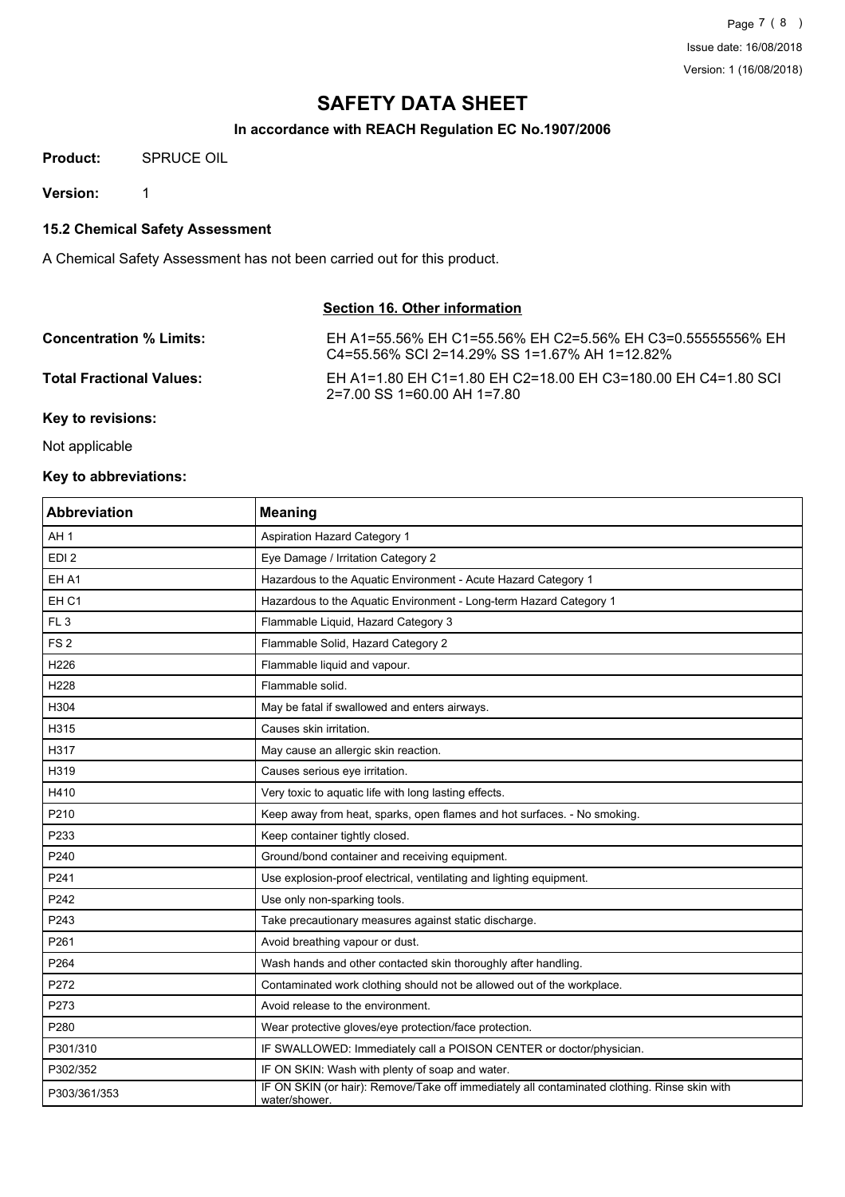# SAFETY DATA SHEET

**In accordance with REACH Regulation EC No.1907/2006**

**Product:** SPRUCE OIL

**Version:** 1

### 15.2 Chemical Safety Assessment

A Chemical Safety Assessment has not been carried out for this product.

## Section 16. Other information

**Concentration % Limits:** EH A1=55.56% EH C1=55.56% EH C2=5.56% EH C3=0.55555556% EH C4=55.56% SCI 2=14.29% SS 1=1.67% AH 1=12.82%

**Total Fractional Values:** EH A1=1.80 EH C1=1.80 EH C2=18.00 EH C3=180.00 EH C4=1.80 SCI 2=7.00 SS 1=60.00 AH 1=7.80

**Key to revisions:**

Not applicable

**Key to abbreviations:**

| Abbreviation | Meaning |
|---|---|
| AH 1 | Aspiration Hazard Category 1 |
| EDI 2 | Eye Damage / Irritation Category 2 |
| EH A1 | Hazardous to the Aquatic Environment - Acute Hazard Category 1 |
| EH C1 | Hazardous to the Aquatic Environment - Long-term Hazard Category 1 |
| FL 3 | Flammable Liquid, Hazard Category 3 |
| FS 2 | Flammable Solid, Hazard Category 2 |
| H226 | Flammable liquid and vapour. |
| H228 | Flammable solid. |
| H304 | May be fatal if swallowed and enters airways. |
| H315 | Causes skin irritation. |
| H317 | May cause an allergic skin reaction. |
| H319 | Causes serious eye irritation. |
| H410 | Very toxic to aquatic life with long lasting effects. |
| P210 | Keep away from heat, sparks, open flames and hot surfaces. - No smoking. |
| P233 | Keep container tightly closed. |
| P240 | Ground/bond container and receiving equipment. |
| P241 | Use explosion-proof electrical, ventilating and lighting equipment. |
| P242 | Use only non-sparking tools. |
| P243 | Take precautionary measures against static discharge. |
| P261 | Avoid breathing vapour or dust. |
| P264 | Wash hands and other contacted skin thoroughly after handling. |
| P272 | Contaminated work clothing should not be allowed out of the workplace. |
| P273 | Avoid release to the environment. |
| P280 | Wear protective gloves/eye protection/face protection. |
| P301/310 | IF SWALLOWED: Immediately call a POISON CENTER or doctor/physician. |
| P302/352 | IF ON SKIN: Wash with plenty of soap and water. |
| P303/361/353 | IF ON SKIN (or hair): Remove/Take off immediately all contaminated clothing. Rinse skin with water/shower. |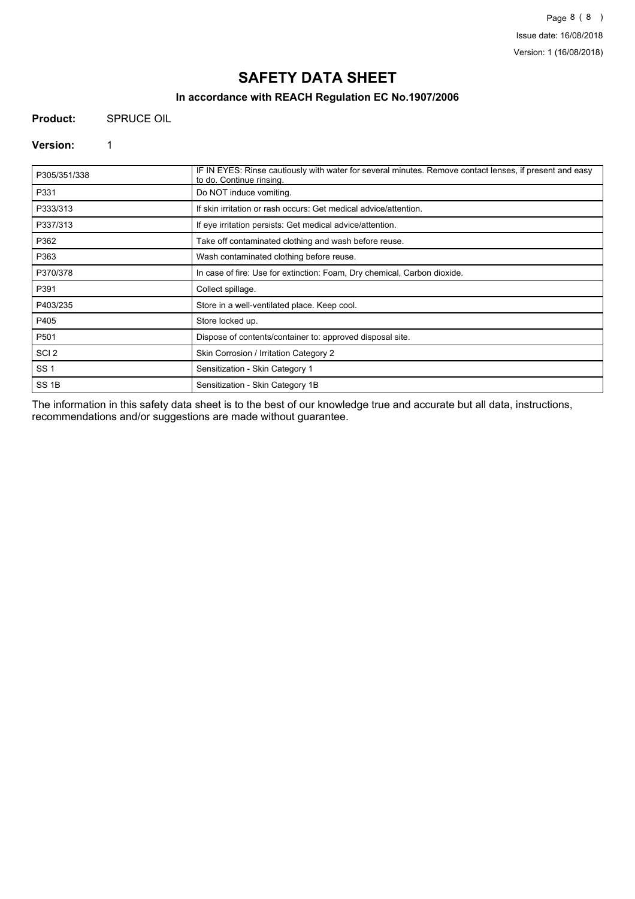# SAFETY DATA SHEET

**In accordance with REACH Regulation EC No.1907/2006**

**Product:** SPRUCE OIL

**Version:** 1

| | |
|---|---|
| P305/351/338 | IF IN EYES: Rinse cautiously with water for several minutes. Remove contact lenses, if present and easy to do. Continue rinsing. |
| P331 | Do NOT induce vomiting. |
| P333/313 | If skin irritation or rash occurs: Get medical advice/attention. |
| P337/313 | If eye irritation persists: Get medical advice/attention. |
| P362 | Take off contaminated clothing and wash before reuse. |
| P363 | Wash contaminated clothing before reuse. |
| P370/378 | In case of fire: Use for extinction: Foam, Dry chemical, Carbon dioxide. |
| P391 | Collect spillage. |
| P403/235 | Store in a well-ventilated place. Keep cool. |
| P405 | Store locked up. |
| P501 | Dispose of contents/container to: approved disposal site. |
| SCI 2 | Skin Corrosion / Irritation Category 2 |
| SS 1 | Sensitization - Skin Category 1 |
| SS 1B | Sensitization - Skin Category 1B |

The information in this safety data sheet is to the best of our knowledge true and accurate but all data, instructions, recommendations and/or suggestions are made without guarantee.